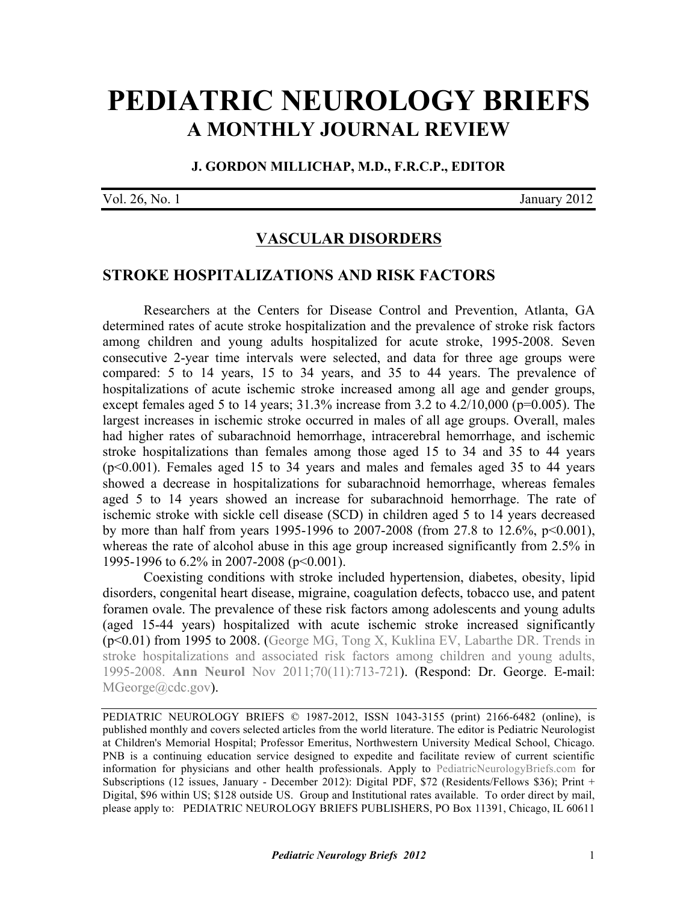# PEDIATRIC NEUROLOGY BRIEFS

## A MONTHLY JOURNAL REVIEW

**J. GORDON MILLICHAP, M.D., F.R.C.P., EDITOR**

Vol. 26, No. 1 January 2012

## VASCULAR DISORDERS

### STROKE HOSPITALIZATIONS AND RISK FACTORS

Researchers at the Centers for Disease Control and Prevention, Atlanta, GA determined rates of acute stroke hospitalization and the prevalence of stroke risk factors among children and young adults hospitalized for acute stroke, 1995-2008. Seven consecutive 2-year time intervals were selected, and data for three age groups were compared: 5 to 14 years, 15 to 34 years, and 35 to 44 years. The prevalence of hospitalizations of acute ischemic stroke increased among all age and gender groups, except females aged 5 to 14 years; 31.3% increase from 3.2 to 4.2/10,000 ($p=0.005$). The largest increases in ischemic stroke occurred in males of all age groups. Overall, males had higher rates of subarachnoid hemorrhage, intracerebral hemorrhage, and ischemic stroke hospitalizations than females among those aged 15 to 34 and 35 to 44 years ($p<0.001$). Females aged 15 to 34 years and males and females aged 35 to 44 years showed a decrease in hospitalizations for subarachnoid hemorrhage, whereas females aged 5 to 14 years showed an increase for subarachnoid hemorrhage. The rate of ischemic stroke with sickle cell disease (SCD) in children aged 5 to 14 years decreased by more than half from years 1995-1996 to 2007-2008 (from 27.8 to 12.6%, $p<0.001$), whereas the rate of alcohol abuse in this age group increased significantly from 2.5% in 1995-1996 to 6.2% in 2007-2008 ($p<0.001$).

Coexisting conditions with stroke included hypertension, diabetes, obesity, lipid disorders, congenital heart disease, migraine, coagulation defects, tobacco use, and patent foramen ovale. The prevalence of these risk factors among adolescents and young adults (aged 15-44 years) hospitalized with acute ischemic stroke increased significantly ($p<0.01$) from 1995 to 2008. (George MG, Tong X, Kuklina EV, Labarthe DR. Trends in stroke hospitalizations and associated risk factors among children and young adults, 1995-2008. **Ann Neurol** Nov 2011;70(11):713-721). (Respond: Dr. George. E-mail: MGeorge@cdc.gov).

---

PEDIATRIC NEUROLOGY BRIEFS © 1987-2012, ISSN 1043-3155 (print) 2166-6482 (online), is published monthly and covers selected articles from the world literature. The editor is Pediatric Neurologist at Children's Memorial Hospital; Professor Emeritus, Northwestern University Medical School, Chicago. PNB is a continuing education service designed to expedite and facilitate review of current scientific information for physicians and other health professionals. Apply to PediatricNeurologyBriefs.com for Subscriptions (12 issues, January - December 2012): Digital PDF, $72 (Residents/Fellows $36); Print + Digital, $96 within US; $128 outside US. Group and Institutional rates available. To order direct by mail, please apply to: PEDIATRIC NEUROLOGY BRIEFS PUBLISHERS, PO Box 11391, Chicago, IL 60611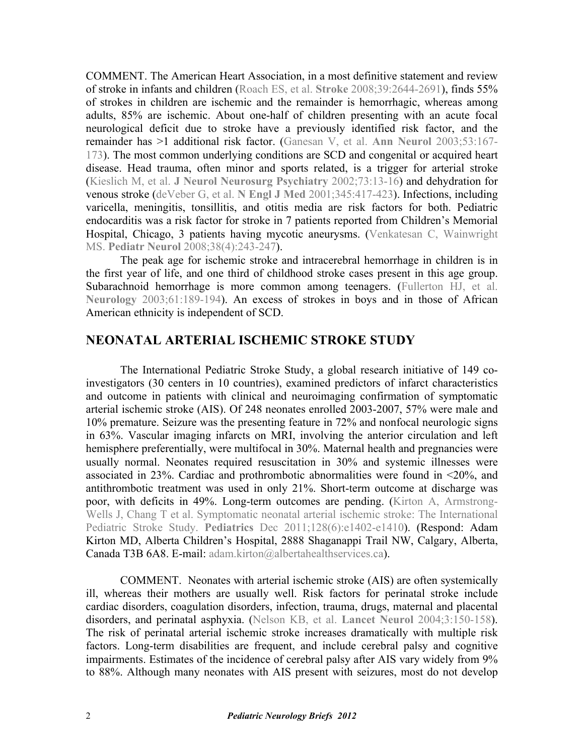COMMENT. The American Heart Association, in a most definitive statement and review of stroke in infants and children (Roach ES, et al. **Stroke** 2008;39:2644-2691), finds 55% of strokes in children are ischemic and the remainder is hemorrhagic, whereas among adults, 85% are ischemic. About one-half of children presenting with an acute focal neurological deficit due to stroke have a previously identified risk factor, and the remainder has >1 additional risk factor. (Ganesan V, et al. **Ann Neurol** 2003;53:167-173). The most common underlying conditions are SCD and congenital or acquired heart disease. Head trauma, often minor and sports related, is a trigger for arterial stroke (Kieslich M, et al. **J Neurol Neurosurg Psychiatry** 2002;73:13-16) and dehydration for venous stroke (deVeber G, et al. **N Engl J Med** 2001;345:417-423). Infections, including varicella, meningitis, tonsillitis, and otitis media are risk factors for both. Pediatric endocarditis was a risk factor for stroke in 7 patients reported from Children's Memorial Hospital, Chicago, 3 patients having mycotic aneurysms. (Venkatesan C, Wainwright MS. **Pediatr Neurol** 2008;38(4):243-247).

The peak age for ischemic stroke and intracerebral hemorrhage in children is in the first year of life, and one third of childhood stroke cases present in this age group. Subarachnoid hemorrhage is more common among teenagers. (Fullerton HJ, et al. **Neurology** 2003;61:189-194). An excess of strokes in boys and in those of African American ethnicity is independent of SCD.

## NEONATAL ARTERIAL ISCHEMIC STROKE STUDY

The International Pediatric Stroke Study, a global research initiative of 149 co-investigators (30 centers in 10 countries), examined predictors of infarct characteristics and outcome in patients with clinical and neuroimaging confirmation of symptomatic arterial ischemic stroke (AIS). Of 248 neonates enrolled 2003-2007, 57% were male and 10% premature. Seizure was the presenting feature in 72% and nonfocal neurologic signs in 63%. Vascular imaging infarcts on MRI, involving the anterior circulation and left hemisphere preferentially, were multifocal in 30%. Maternal health and pregnancies were usually normal. Neonates required resuscitation in 30% and systemic illnesses were associated in 23%. Cardiac and prothrombotic abnormalities were found in <20%, and antithrombotic treatment was used in only 21%. Short-term outcome at discharge was poor, with deficits in 49%. Long-term outcomes are pending. (Kirton A, Armstrong-Wells J, Chang T et al. Symptomatic neonatal arterial ischemic stroke: The International Pediatric Stroke Study. **Pediatrics** Dec 2011;128(6):e1402-e1410). (Respond: Adam Kirton MD, Alberta Children's Hospital, 2888 Shaganappi Trail NW, Calgary, Alberta, Canada T3B 6A8. E-mail: adam.kirton@albertahealthservices.ca).

COMMENT. Neonates with arterial ischemic stroke (AIS) are often systemically ill, whereas their mothers are usually well. Risk factors for perinatal stroke include cardiac disorders, coagulation disorders, infection, trauma, drugs, maternal and placental disorders, and perinatal asphyxia. (Nelson KB, et al. **Lancet Neurol** 2004;3:150-158). The risk of perinatal arterial ischemic stroke increases dramatically with multiple risk factors. Long-term disabilities are frequent, and include cerebral palsy and cognitive impairments. Estimates of the incidence of cerebral palsy after AIS vary widely from 9% to 88%. Although many neonates with AIS present with seizures, most do not develop